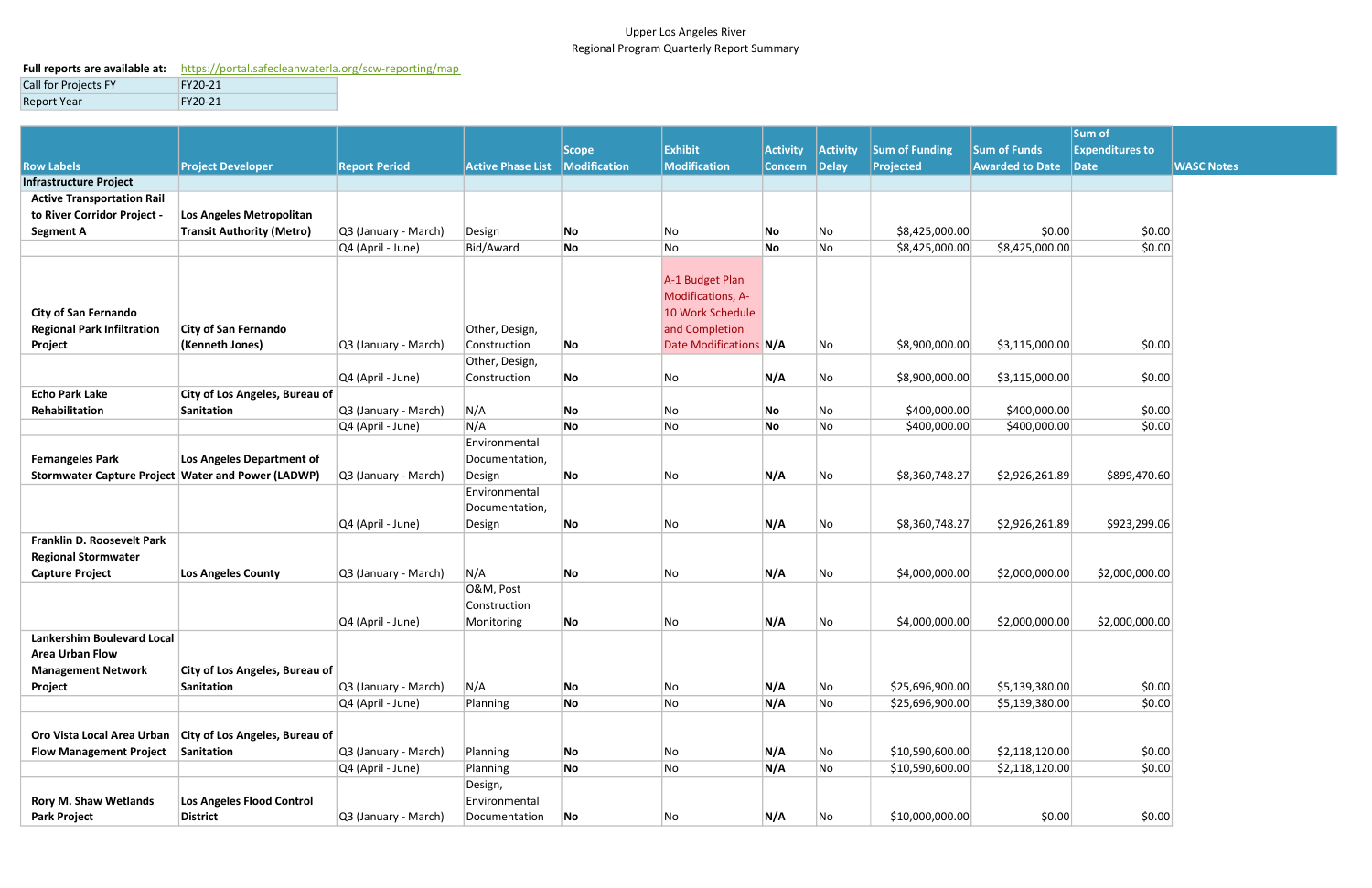Upper Los Angeles River
Regional Program Quarterly Report Summary

**Full reports are available at:** https://portal.safecleanwaterla.org/scw-reporting/map

| | |
|---|---|
| Call for Projects FY | FY20-21 |
| Report Year | FY20-21 |

| Row Labels | Project Developer | Report Period | Active Phase List | Scope Modification | Exhibit Modification | Activity Concern | Activity Delay | Sum of Funding Projected | Sum of Funds Awarded to Date | Sum of Expenditures to Date | WASC Notes |
|---|---|---|---|---|---|---|---|---|---|---|---|
| **Infrastructure Project** | | | | | | | | | | | |
| **Active Transportation Rail to River Corridor Project - Segment A** | **Los Angeles Metropolitan Transit Authority (Metro)** | Q3 (January - March) | Design | **No** | No | **No** | No | $8,425,000.00 | $0.00 | $0.00 | |
| | | Q4 (April - June) | Bid/Award | **No** | No | **No** | No | $8,425,000.00 | $8,425,000.00 | $0.00 | |
| **City of San Fernando Regional Park Infiltration Project** | **City of San Fernando (Kenneth Jones)** | Q3 (January - March) | Other, Design, Construction | **No** | A-1 Budget Plan Modifications, A-10 Work Schedule and Completion Date Modifications | **N/A** | No | $8,900,000.00 | $3,115,000.00 | $0.00 | |
| | | Q4 (April - June) | Other, Design, Construction | **No** | No | **N/A** | No | $8,900,000.00 | $3,115,000.00 | $0.00 | |
| **Echo Park Lake Rehabilitation** | **City of Los Angeles, Bureau of Sanitation** | Q3 (January - March) | N/A | **No** | No | **No** | No | $400,000.00 | $400,000.00 | $0.00 | |
| | | Q4 (April - June) | N/A | **No** | No | **No** | No | $400,000.00 | $400,000.00 | $0.00 | |
| **Fernangeles Park Stormwater Capture Project** | **Los Angeles Department of Water and Power (LADWP)** | Q3 (January - March) | Environmental Documentation, Design | **No** | No | **N/A** | No | $8,360,748.27 | $2,926,261.89 | $899,470.60 | |
| | | Q4 (April - June) | Environmental Documentation, Design | **No** | No | **N/A** | No | $8,360,748.27 | $2,926,261.89 | $923,299.06 | |
| **Franklin D. Roosevelt Park Regional Stormwater Capture Project** | **Los Angeles County** | Q3 (January - March) | N/A | **No** | No | **N/A** | No | $4,000,000.00 | $2,000,000.00 | $2,000,000.00 | |
| | | Q4 (April - June) | O&M, Post Construction Monitoring | **No** | No | **N/A** | No | $4,000,000.00 | $2,000,000.00 | $2,000,000.00 | |
| **Lankershim Boulevard Local Area Urban Flow Management Network Project** | **City of Los Angeles, Bureau of Sanitation** | Q3 (January - March) | N/A | **No** | No | **N/A** | No | $25,696,900.00 | $5,139,380.00 | $0.00 | |
| | | Q4 (April - June) | Planning | **No** | No | **N/A** | No | $25,696,900.00 | $5,139,380.00 | $0.00 | |
| **Oro Vista Local Area Urban Flow Management Project** | **City of Los Angeles, Bureau of Sanitation** | Q3 (January - March) | Planning | **No** | No | **N/A** | No | $10,590,600.00 | $2,118,120.00 | $0.00 | |
| | | Q4 (April - June) | Planning | **No** | No | **N/A** | No | $10,590,600.00 | $2,118,120.00 | $0.00 | |
| **Rory M. Shaw Wetlands Park Project** | **Los Angeles Flood Control District** | Q3 (January - March) | Design, Environmental Documentation | **No** | No | **N/A** | No | $10,000,000.00 | $0.00 | $0.00 | |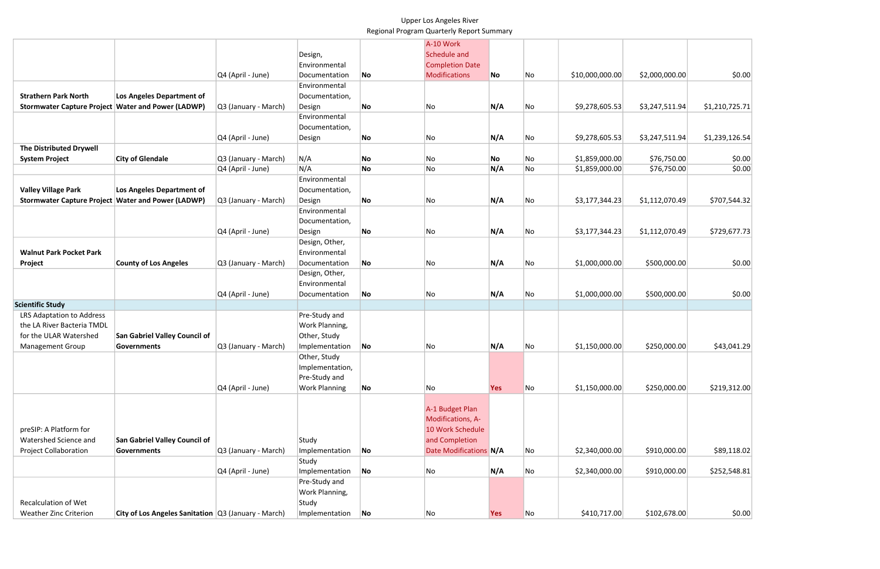Upper Los Angeles River
Regional Program Quarterly Report Summary

| | | | | | | | | | | | |
|---|---|---|---|---|---|---|---|---|---|---|---|
| | | Q4 (April - June) | Design, Environmental Documentation | **No** | | A-10 Work Schedule and Completion Date Modifications | **No** | No | $10,000,000.00 | $2,000,000.00 | $0.00 |
| **Strathern Park North Stormwater Capture Project** | **Los Angeles Department of Water and Power (LADWP)** | Q3 (January - March) | Environmental Documentation, Design | **No** | | No | **N/A** | No | $9,278,605.53 | $3,247,511.94 | $1,210,725.71 |
| | | Q4 (April - June) | Environmental Documentation, Design | **No** | | No | **N/A** | No | $9,278,605.53 | $3,247,511.94 | $1,239,126.54 |
| **The Distributed Drywell System Project** | **City of Glendale** | Q3 (January - March) | N/A | **No** | | No | **No** | No | $1,859,000.00 | $76,750.00 | $0.00 |
| | | Q4 (April - June) | N/A | **No** | | No | **N/A** | No | $1,859,000.00 | $76,750.00 | $0.00 |
| **Valley Village Park Stormwater Capture Project** | **Los Angeles Department of Water and Power (LADWP)** | Q3 (January - March) | Environmental Documentation, Design | **No** | | No | **N/A** | No | $3,177,344.23 | $1,112,070.49 | $707,544.32 |
| | | Q4 (April - June) | Environmental Documentation, Design | **No** | | No | **N/A** | No | $3,177,344.23 | $1,112,070.49 | $729,677.73 |
| **Walnut Park Pocket Park Project** | **County of Los Angeles** | Q3 (January - March) | Design, Other, Environmental Documentation | **No** | | No | **N/A** | No | $1,000,000.00 | $500,000.00 | $0.00 |
| | | Q4 (April - June) | Design, Other, Environmental Documentation | **No** | | No | **N/A** | No | $1,000,000.00 | $500,000.00 | $0.00 |
| **Scientific Study** | | | | | | | | | | | |
| LRS Adaptation to Address the LA River Bacteria TMDL for the ULAR Watershed Management Group | **San Gabriel Valley Council of Governments** | Q3 (January - March) | Pre-Study and Work Planning, Other, Study Implementation | **No** | | No | **N/A** | No | $1,150,000.00 | $250,000.00 | $43,041.29 |
| | | Q4 (April - June) | Other, Study Implementation, Pre-Study and Work Planning | **No** | | No | **Yes** | No | $1,150,000.00 | $250,000.00 | $219,312.00 |
| preSIP: A Platform for Watershed Science and Project Collaboration | **San Gabriel Valley Council of Governments** | Q3 (January - March) | Study Implementation | **No** | | A-1 Budget Plan Modifications, A-10 Work Schedule and Completion Date Modifications | **N/A** | No | $2,340,000.00 | $910,000.00 | $89,118.02 |
| | | Q4 (April - June) | Study Implementation | **No** | | No | **N/A** | No | $2,340,000.00 | $910,000.00 | $252,548.81 |
| Recalculation of Wet Weather Zinc Criterion | **City of Los Angeles Sanitation** | Q3 (January - March) | Pre-Study and Work Planning, Study Implementation | **No** | | No | **Yes** | No | $410,717.00 | $102,678.00 | $0.00 |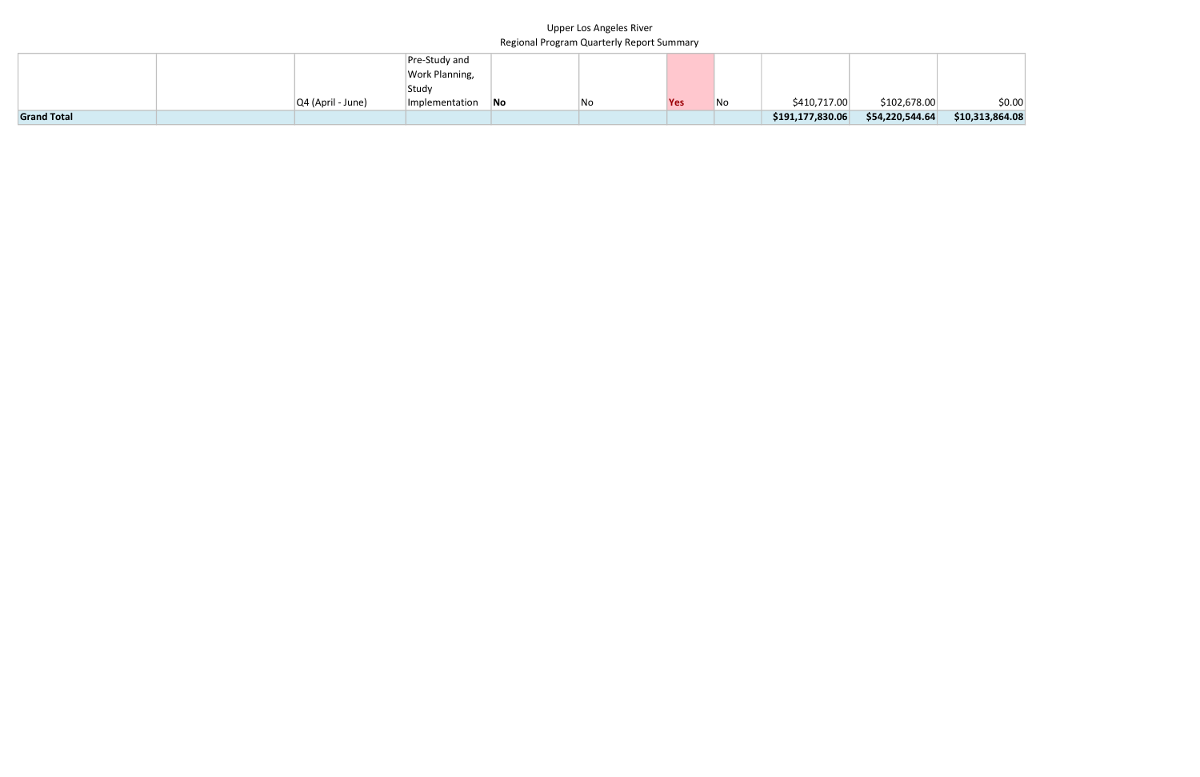Upper Los Angeles River

Regional Program Quarterly Report Summary

| | | | | | | | | | | |
|---|---|---|---|---|---|---|---|---|---|---|
| | | Q4 (April - June) | Pre-Study and Work Planning, Study Implementation | **No** | No | **Yes** | No | $410,717.00 | $102,678.00 | $0.00 |
| **Grand Total** | | | | | | | | **$191,177,830.06** | **$54,220,544.64** | **$10,313,864.08** |